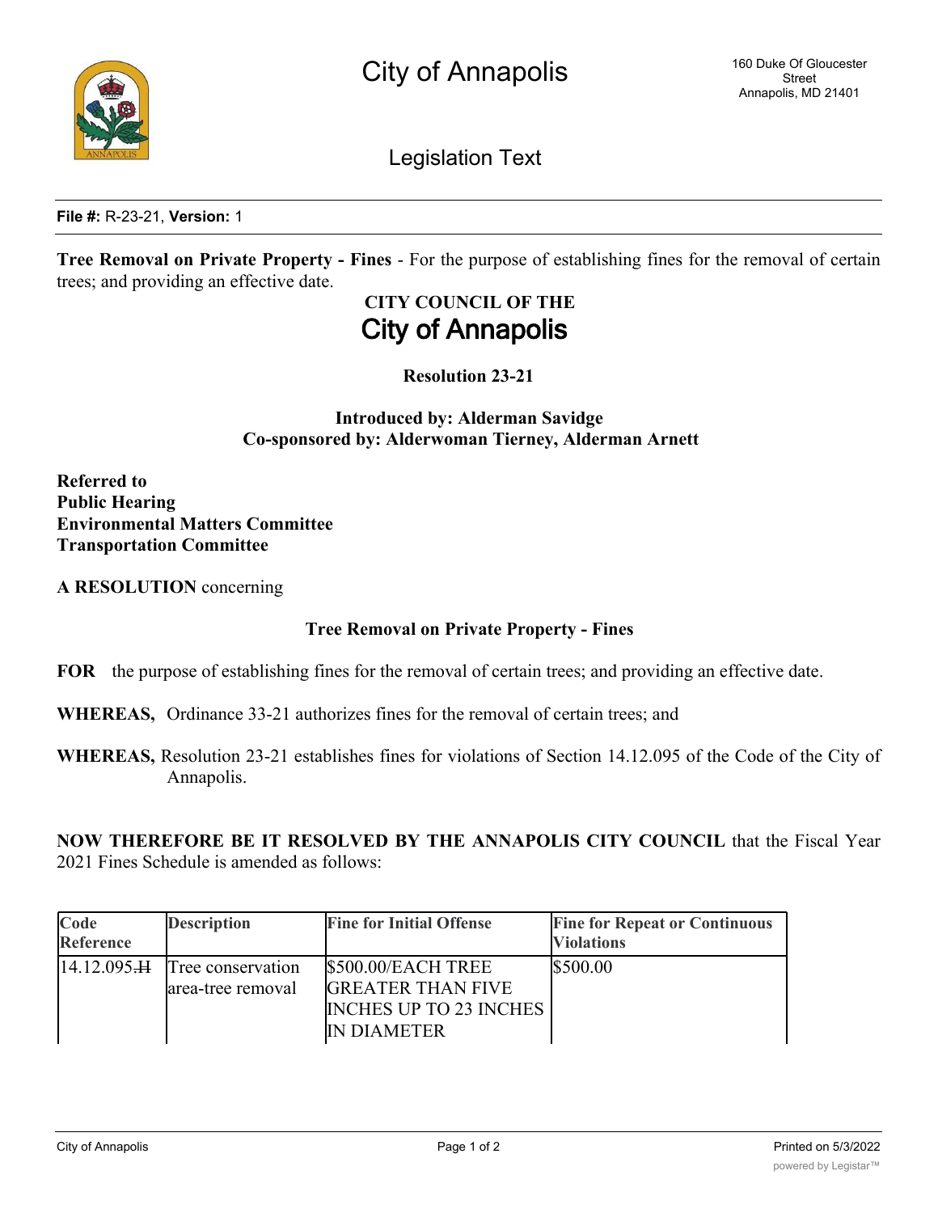# City of Annapolis

160 Duke Of Gloucester Street
Annapolis, MD 21401

## Legislation Text

**File #:** R-23-21, **Version:** 1

**Tree Removal on Private Property - Fines** - For the purpose of establishing fines for the removal of certain trees; and providing an effective date.

**CITY COUNCIL OF THE**
**City of Annapolis**

**Resolution 23-21**

**Introduced by: Alderman Savidge**
**Co-sponsored by: Alderwoman Tierney, Alderman Arnett**

**Referred to**
**Public Hearing**
**Environmental Matters Committee**
**Transportation Committee**

**A RESOLUTION** concerning

**Tree Removal on Private Property - Fines**

**FOR** the purpose of establishing fines for the removal of certain trees; and providing an effective date.

**WHEREAS,** Ordinance 33-21 authorizes fines for the removal of certain trees; and

**WHEREAS,** Resolution 23-21 establishes fines for violations of Section 14.12.095 of the Code of the City of Annapolis.

**NOW THEREFORE BE IT RESOLVED BY THE ANNAPOLIS CITY COUNCIL** that the Fiscal Year 2021 Fines Schedule is amended as follows:

| Code Reference | Description | Fine for Initial Offense | Fine for Repeat or Continuous Violations |
|---|---|---|---|
| 14.12.095~~.H~~ | Tree conservation area-tree removal | $500.00/EACH TREE GREATER THAN FIVE INCHES UP TO 23 INCHES IN DIAMETER | $500.00 |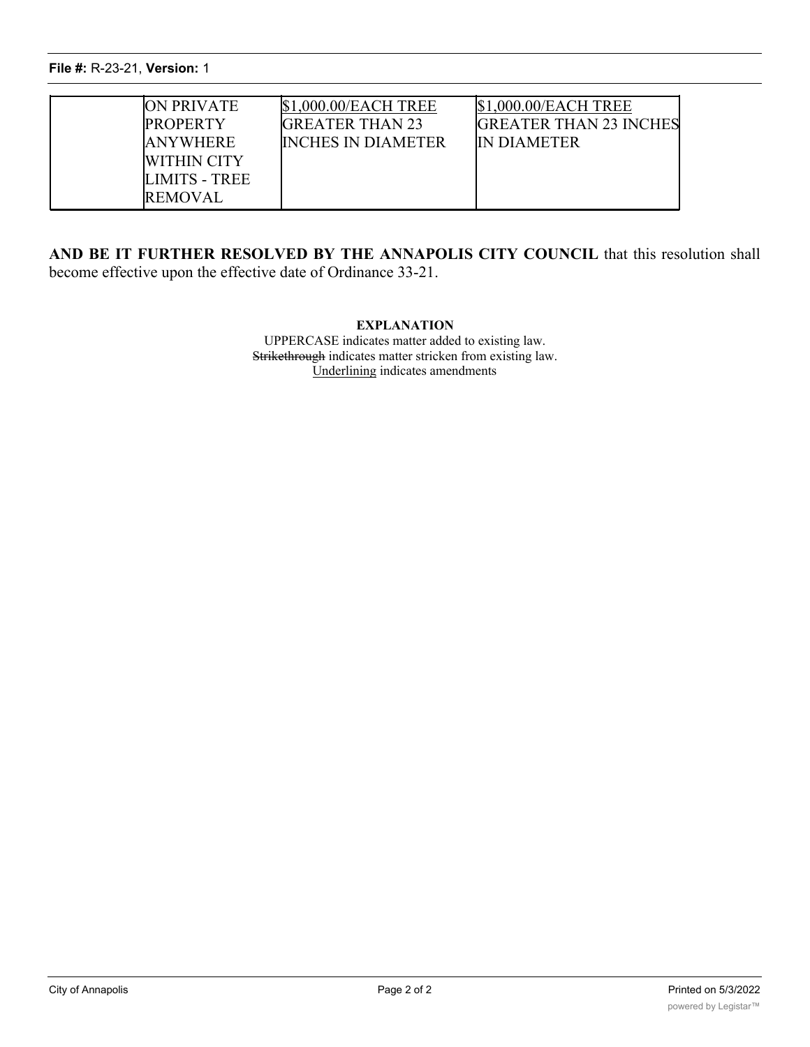| | | | |
|---|---|---|---|
| | ON PRIVATE PROPERTY ANYWHERE WITHIN CITY LIMITS - TREE REMOVAL | $1,000.00/EACH TREE GREATER THAN 23 INCHES IN DIAMETER | $1,000.00/EACH TREE GREATER THAN 23 INCHES IN DIAMETER |

**AND BE IT FURTHER RESOLVED BY THE ANNAPOLIS CITY COUNCIL** that this resolution shall become effective upon the effective date of Ordinance 33-21.

**EXPLANATION**

UPPERCASE indicates matter added to existing law.
~~Strikethrough~~ indicates matter stricken from existing law.
Underlining indicates amendments